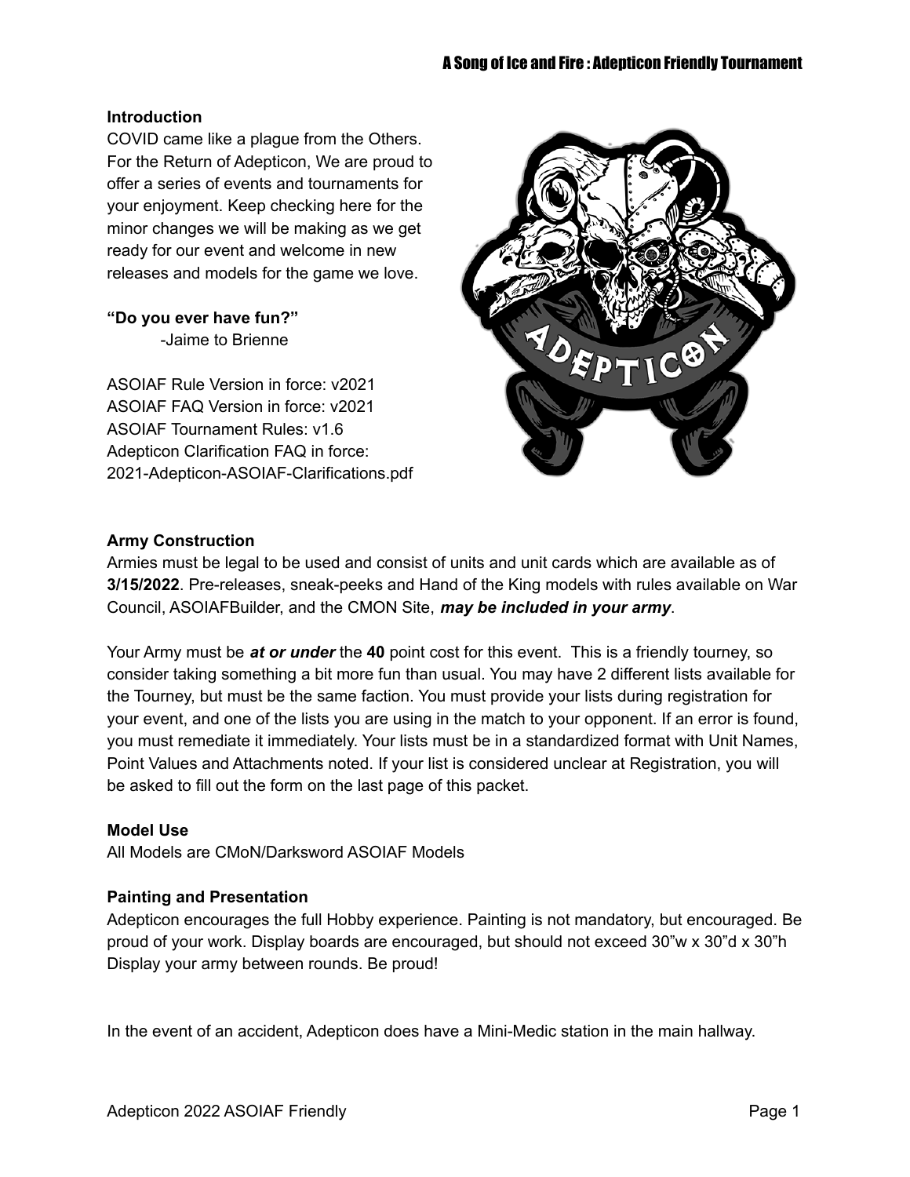## Introduction

COVID came like a plague from the Others. For the Return of Adepticon, We are proud to offer a series of events and tournaments for your enjoyment. Keep checking here for the minor changes we will be making as we get ready for our event and welcome in new releases and models for the game we love.

**"Do you ever have fun?"**
-Jaime to Brienne

ASOIAF Rule Version in force: v2021
ASOIAF FAQ Version in force: v2021
ASOIAF Tournament Rules: v1.6
Adepticon Clarification FAQ in force: 2021-Adepticon-ASOIAF-Clarifications.pdf

## Army Construction

Armies must be legal to be used and consist of units and unit cards which are available as of **3/15/2022**. Pre-releases, sneak-peeks and Hand of the King models with rules available on War Council, ASOIAFBuilder, and the CMON Site, ***may be included in your army***.

Your Army must be ***at or under*** the **40** point cost for this event. This is a friendly tourney, so consider taking something a bit more fun than usual. You may have 2 different lists available for the Tourney, but must be the same faction. You must provide your lists during registration for your event, and one of the lists you are using in the match to your opponent. If an error is found, you must remediate it immediately. Your lists must be in a standardized format with Unit Names, Point Values and Attachments noted. If your list is considered unclear at Registration, you will be asked to fill out the form on the last page of this packet.

## Model Use

All Models are CMoN/Darksword ASOIAF Models

## Painting and Presentation

Adepticon encourages the full Hobby experience. Painting is not mandatory, but encouraged. Be proud of your work. Display boards are encouraged, but should not exceed 30"w x 30"d x 30"h Display your army between rounds. Be proud!

In the event of an accident, Adepticon does have a Mini-Medic station in the main hallway.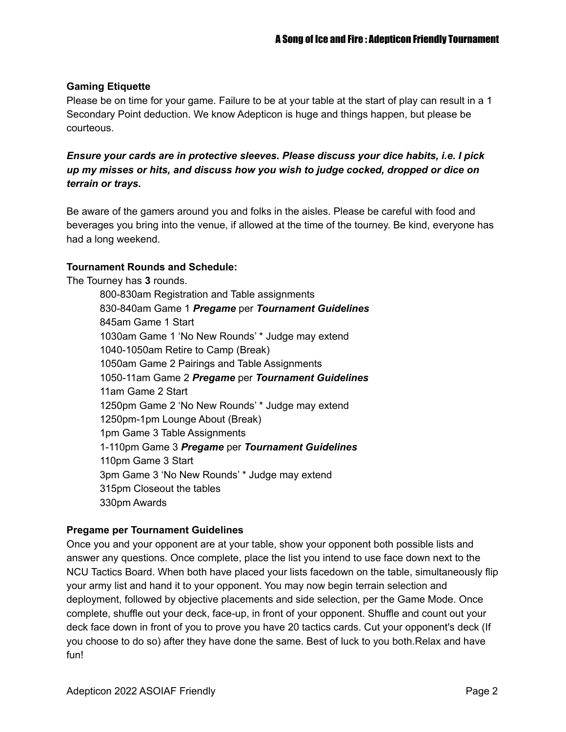**Gaming Etiquette**

Please be on time for your game. Failure to be at your table at the start of play can result in a 1 Secondary Point deduction. We know Adepticon is huge and things happen, but please be courteous.

***Ensure your cards are in protective sleeves. Please discuss your dice habits, i.e. I pick up my misses or hits, and discuss how you wish to judge cocked, dropped or dice on terrain or trays.***

Be aware of the gamers around you and folks in the aisles. Please be careful with food and beverages you bring into the venue, if allowed at the time of the tourney. Be kind, everyone has had a long weekend.

**Tournament Rounds and Schedule:**

The Tourney has **3** rounds.

- 800-830am Registration and Table assignments
- 830-840am Game 1 ***Pregame*** per ***Tournament Guidelines***
- 845am Game 1 Start
- 1030am Game 1 'No New Rounds' * Judge may extend
- 1040-1050am Retire to Camp (Break)
- 1050am Game 2 Pairings and Table Assignments
- 1050-11am Game 2 ***Pregame*** per ***Tournament Guidelines***
- 11am Game 2 Start
- 1250pm Game 2 'No New Rounds' * Judge may extend
- 1250pm-1pm Lounge About (Break)
- 1pm Game 3 Table Assignments
- 1-110pm Game 3 ***Pregame*** per ***Tournament Guidelines***
- 110pm Game 3 Start
- 3pm Game 3 'No New Rounds' * Judge may extend
- 315pm Closeout the tables
- 330pm Awards

**Pregame per Tournament Guidelines**

Once you and your opponent are at your table, show your opponent both possible lists and answer any questions. Once complete, place the list you intend to use face down next to the NCU Tactics Board. When both have placed your lists facedown on the table, simultaneously flip your army list and hand it to your opponent. You may now begin terrain selection and deployment, followed by objective placements and side selection, per the Game Mode. Once complete, shuffle out your deck, face-up, in front of your opponent. Shuffle and count out your deck face down in front of you to prove you have 20 tactics cards. Cut your opponent's deck (If you choose to do so) after they have done the same. Best of luck to you both.Relax and have fun!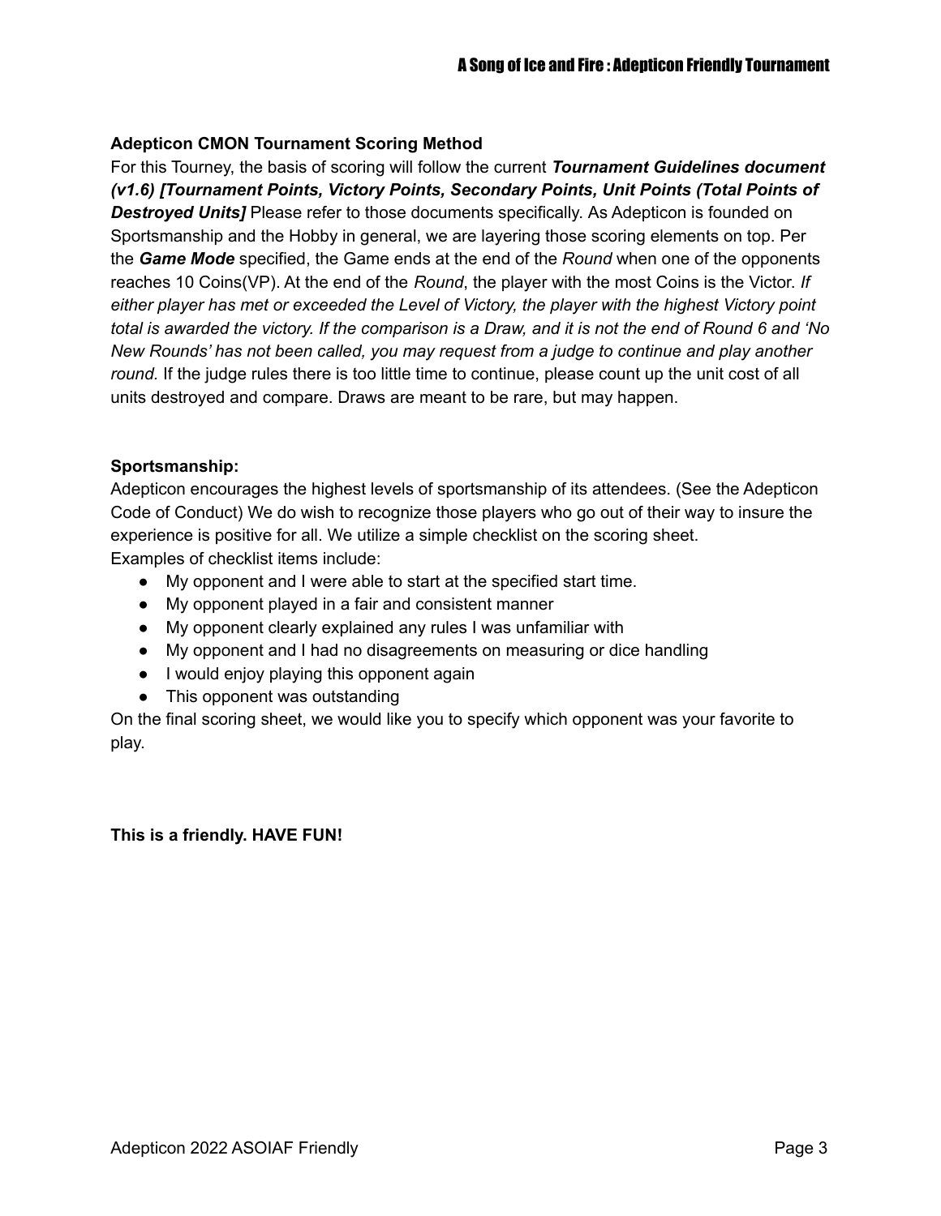**Adepticon CMON Tournament Scoring Method**

For this Tourney, the basis of scoring will follow the current ***Tournament Guidelines document (v1.6) [Tournament Points, Victory Points, Secondary Points, Unit Points (Total Points of Destroyed Units]*** Please refer to those documents specifically. As Adepticon is founded on Sportsmanship and the Hobby in general, we are layering those scoring elements on top. Per the ***Game Mode*** specified, the Game ends at the end of the *Round* when one of the opponents reaches 10 Coins(VP). At the end of the *Round*, the player with the most Coins is the Victor. *If either player has met or exceeded the Level of Victory, the player with the highest Victory point total is awarded the victory. If the comparison is a Draw, and it is not the end of Round 6 and 'No New Rounds' has not been called, you may request from a judge to continue and play another round*. If the judge rules there is too little time to continue, please count up the unit cost of all units destroyed and compare. Draws are meant to be rare, but may happen.

**Sportsmanship:**

Adepticon encourages the highest levels of sportsmanship of its attendees. (See the Adepticon Code of Conduct) We do wish to recognize those players who go out of their way to insure the experience is positive for all. We utilize a simple checklist on the scoring sheet.
Examples of checklist items include:

- My opponent and I were able to start at the specified start time.
- My opponent played in a fair and consistent manner
- My opponent clearly explained any rules I was unfamiliar with
- My opponent and I had no disagreements on measuring or dice handling
- I would enjoy playing this opponent again
- This opponent was outstanding

On the final scoring sheet, we would like you to specify which opponent was your favorite to play.

**This is a friendly. HAVE FUN!**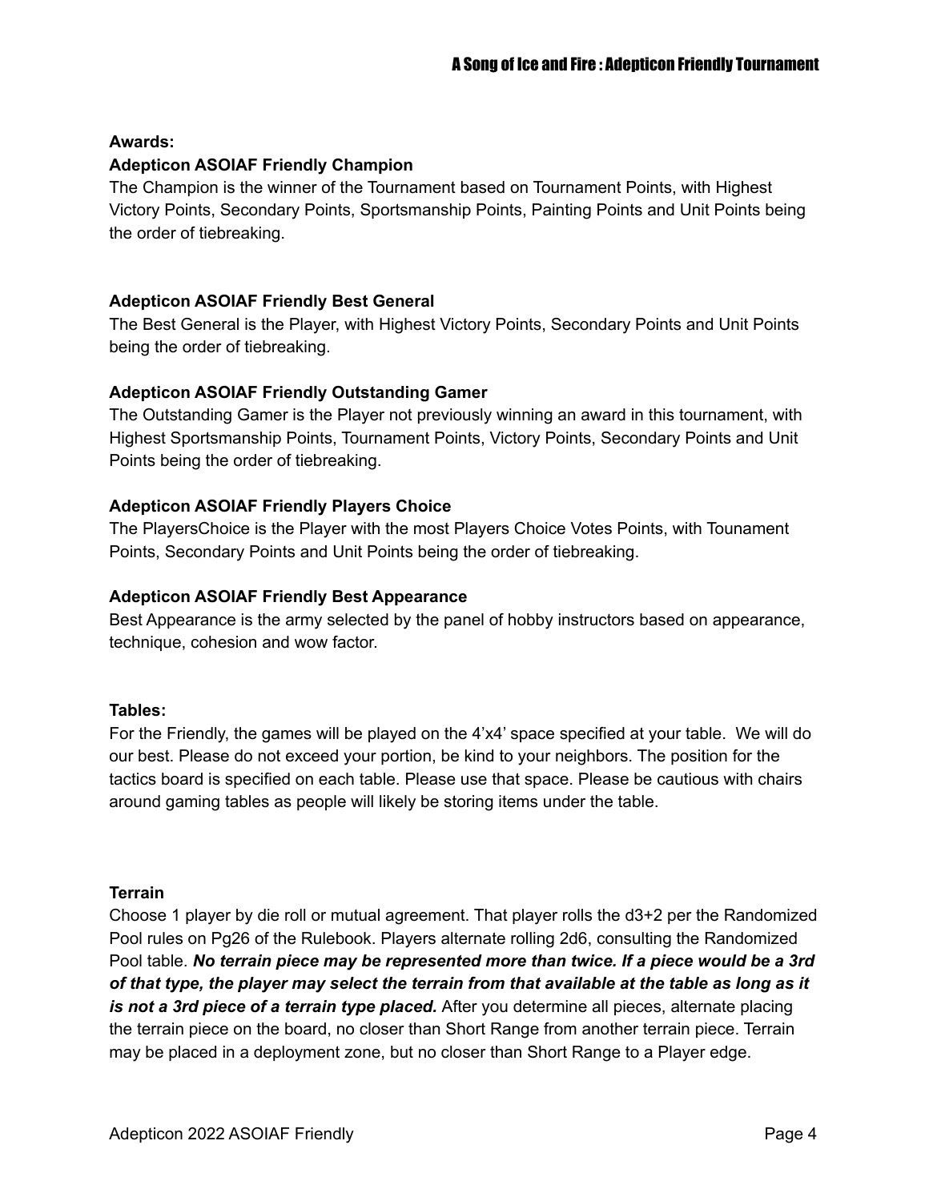**Awards:**

**Adepticon ASOIAF Friendly Champion**

The Champion is the winner of the Tournament based on Tournament Points, with Highest Victory Points, Secondary Points, Sportsmanship Points, Painting Points and Unit Points being the order of tiebreaking.

**Adepticon ASOIAF Friendly Best General**

The Best General is the Player, with Highest Victory Points, Secondary Points and Unit Points being the order of tiebreaking.

**Adepticon ASOIAF Friendly Outstanding Gamer**

The Outstanding Gamer is the Player not previously winning an award in this tournament, with Highest Sportsmanship Points, Tournament Points, Victory Points, Secondary Points and Unit Points being the order of tiebreaking.

**Adepticon ASOIAF Friendly Players Choice**

The PlayersChoice is the Player with the most Players Choice Votes Points, with Tounament Points, Secondary Points and Unit Points being the order of tiebreaking.

**Adepticon ASOIAF Friendly Best Appearance**

Best Appearance is the army selected by the panel of hobby instructors based on appearance, technique, cohesion and wow factor.

**Tables:**

For the Friendly, the games will be played on the 4'x4' space specified at your table. We will do our best. Please do not exceed your portion, be kind to your neighbors. The position for the tactics board is specified on each table. Please use that space. Please be cautious with chairs around gaming tables as people will likely be storing items under the table.

**Terrain**

Choose 1 player by die roll or mutual agreement. That player rolls the d3+2 per the Randomized Pool rules on Pg26 of the Rulebook. Players alternate rolling 2d6, consulting the Randomized Pool table. ***No terrain piece may be represented more than twice. If a piece would be a 3rd of that type, the player may select the terrain from that available at the table as long as it is not a 3rd piece of a terrain type placed.*** After you determine all pieces, alternate placing the terrain piece on the board, no closer than Short Range from another terrain piece. Terrain may be placed in a deployment zone, but no closer than Short Range to a Player edge.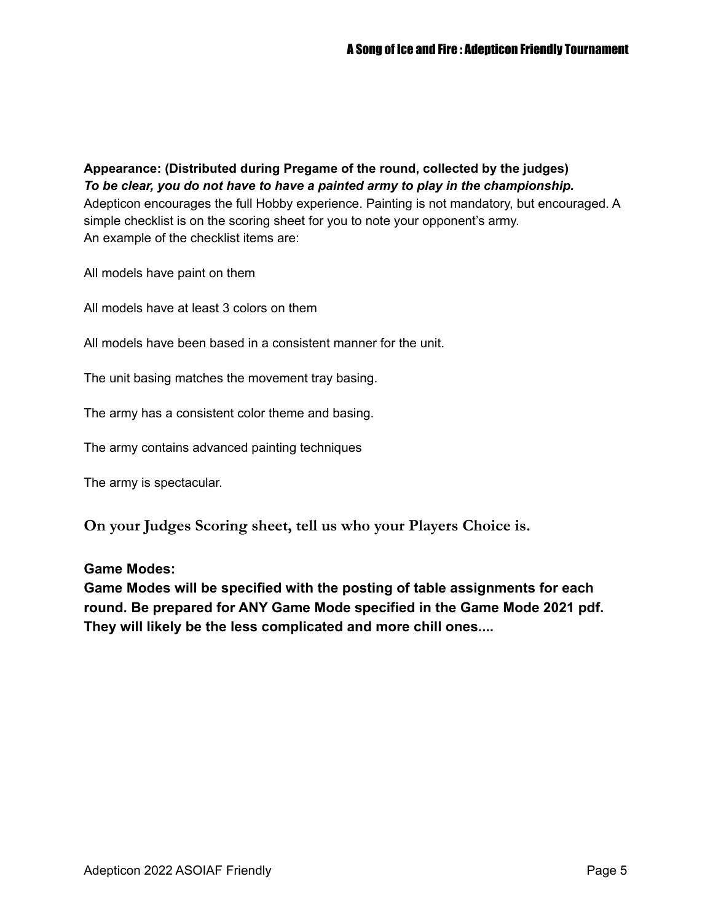**Appearance: (Distributed during Pregame of the round, collected by the judges)**
***To be clear, you do not have to have a painted army to play in the championship.***
Adepticon encourages the full Hobby experience. Painting is not mandatory, but encouraged. A simple checklist is on the scoring sheet for you to note your opponent's army.
An example of the checklist items are:

All models have paint on them

All models have at least 3 colors on them

All models have been based in a consistent manner for the unit.

The unit basing matches the movement tray basing.

The army has a consistent color theme and basing.

The army contains advanced painting techniques

The army is spectacular.

**On your Judges Scoring sheet, tell us who your Players Choice is.**

**Game Modes:**
**Game Modes will be specified with the posting of table assignments for each round. Be prepared for ANY Game Mode specified in the Game Mode 2021 pdf. They will likely be the less complicated and more chill ones....**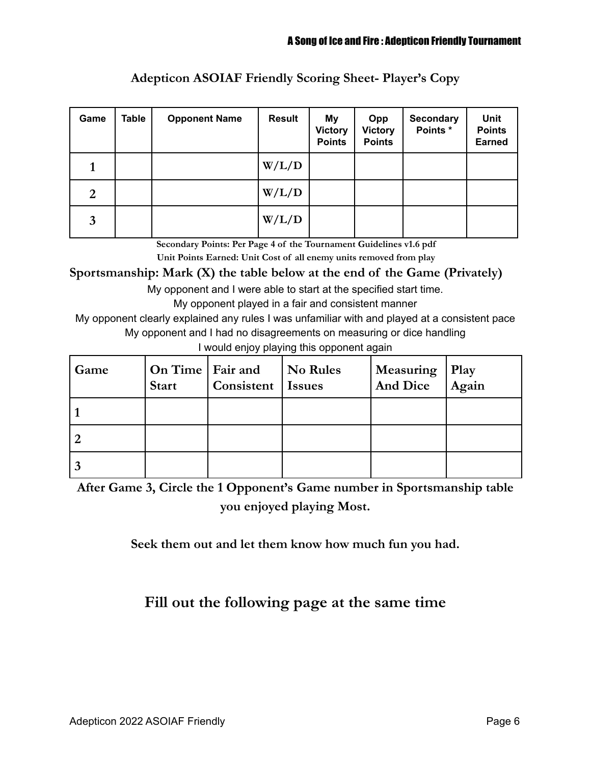## Adepticon ASOIAF Friendly Scoring Sheet- Player's Copy

| Game | Table | Opponent Name | Result | My Victory Points | Opp Victory Points | Secondary Points * | Unit Points Earned |
|---|---|---|---|---|---|---|---|
| 1 | | | W/L/D | | | | |
| 2 | | | W/L/D | | | | |
| 3 | | | W/L/D | | | | |

**Secondary Points: Per Page 4 of the Tournament Guidelines v1.6 pdf**

**Unit Points Earned: Unit Cost of all enemy units removed from play**

**Sportsmanship: Mark (X) the table below at the end of the Game (Privately)**

My opponent and I were able to start at the specified start time.

My opponent played in a fair and consistent manner

My opponent clearly explained any rules I was unfamiliar with and played at a consistent pace

My opponent and I had no disagreements on measuring or dice handling

I would enjoy playing this opponent again

| Game | On Time Start | Fair and Consistent | No Rules Issues | Measuring And Dice | Play Again |
|---|---|---|---|---|---|
| 1 | | | | | |
| 2 | | | | | |
| 3 | | | | | |

**After Game 3, Circle the 1 Opponent's Game number in Sportsmanship table you enjoyed playing Most.**

**Seek them out and let them know how much fun you had.**

## Fill out the following page at the same time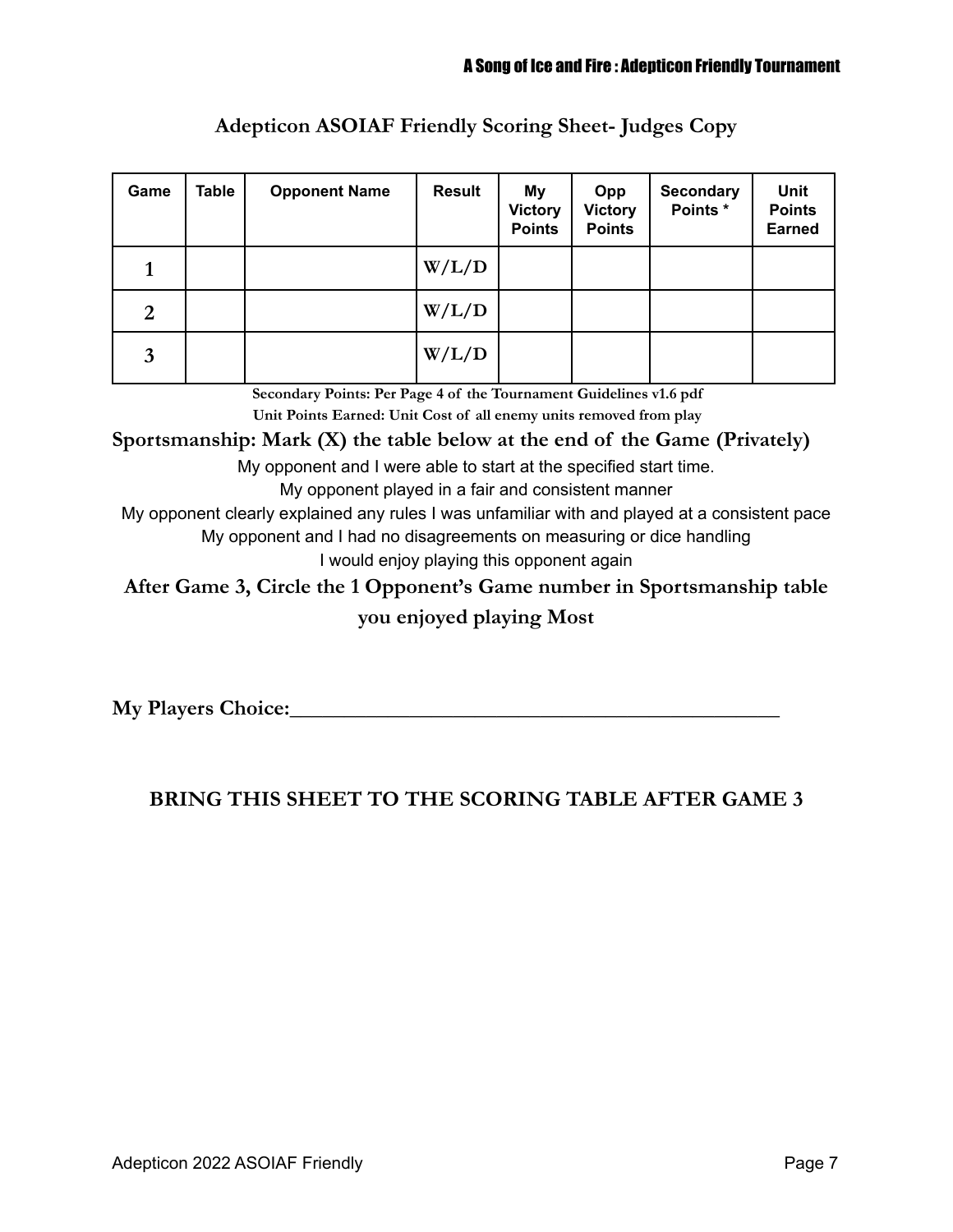## Adepticon ASOIAF Friendly Scoring Sheet- Judges Copy

| Game | Table | Opponent Name | Result | My Victory Points | Opp Victory Points | Secondary Points * | Unit Points Earned |
|---|---|---|---|---|---|---|---|
| 1 | | | W/L/D | | | | |
| 2 | | | W/L/D | | | | |
| 3 | | | W/L/D | | | | |

**Secondary Points: Per Page 4 of the Tournament Guidelines v1.6 pdf**

**Unit Points Earned: Unit Cost of all enemy units removed from play**

**Sportsmanship: Mark (X) the table below at the end of the Game (Privately)**

My opponent and I were able to start at the specified start time.

My opponent played in a fair and consistent manner

My opponent clearly explained any rules I was unfamiliar with and played at a consistent pace

My opponent and I had no disagreements on measuring or dice handling

I would enjoy playing this opponent again

**After Game 3, Circle the 1 Opponent's Game number in Sportsmanship table you enjoyed playing Most**

**My Players Choice:**_______________________________________________

**BRING THIS SHEET TO THE SCORING TABLE AFTER GAME 3**